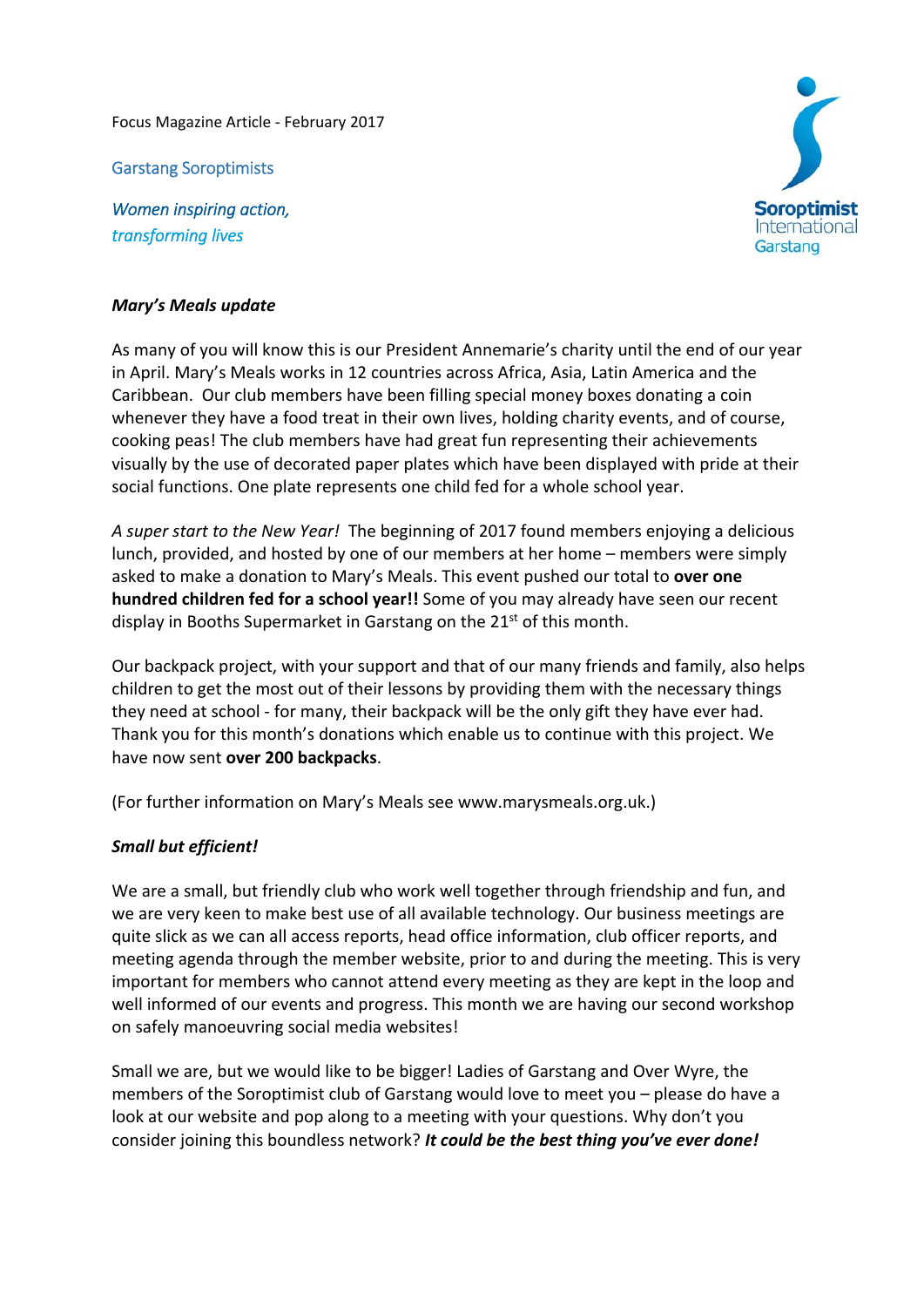Focus Magazine Article - February 2017

Garstang Soroptimists

*Women inspiring action,*
*transforming lives*

Soroptimist International Garstang

***Mary's Meals update***

As many of you will know this is our President Annemarie's charity until the end of our year in April. Mary's Meals works in 12 countries across Africa, Asia, Latin America and the Caribbean. Our club members have been filling special money boxes donating a coin whenever they have a food treat in their own lives, holding charity events, and of course, cooking peas! The club members have had great fun representing their achievements visually by the use of decorated paper plates which have been displayed with pride at their social functions. One plate represents one child fed for a whole school year.

*A super start to the New Year!* The beginning of 2017 found members enjoying a delicious lunch, provided, and hosted by one of our members at her home – members were simply asked to make a donation to Mary's Meals. This event pushed our total to **over one hundred children fed for a school year!!** Some of you may already have seen our recent display in Booths Supermarket in Garstang on the 21st of this month.

Our backpack project, with your support and that of our many friends and family, also helps children to get the most out of their lessons by providing them with the necessary things they need at school - for many, their backpack will be the only gift they have ever had. Thank you for this month's donations which enable us to continue with this project. We have now sent **over 200 backpacks**.

(For further information on Mary's Meals see www.marysmeals.org.uk.)

***Small but efficient!***

We are a small, but friendly club who work well together through friendship and fun, and we are very keen to make best use of all available technology. Our business meetings are quite slick as we can all access reports, head office information, club officer reports, and meeting agenda through the member website, prior to and during the meeting. This is very important for members who cannot attend every meeting as they are kept in the loop and well informed of our events and progress. This month we are having our second workshop on safely manoeuvring social media websites!

Small we are, but we would like to be bigger! Ladies of Garstang and Over Wyre, the members of the Soroptimist club of Garstang would love to meet you – please do have a look at our website and pop along to a meeting with your questions. Why don't you consider joining this boundless network? ***It could be the best thing you've ever done!***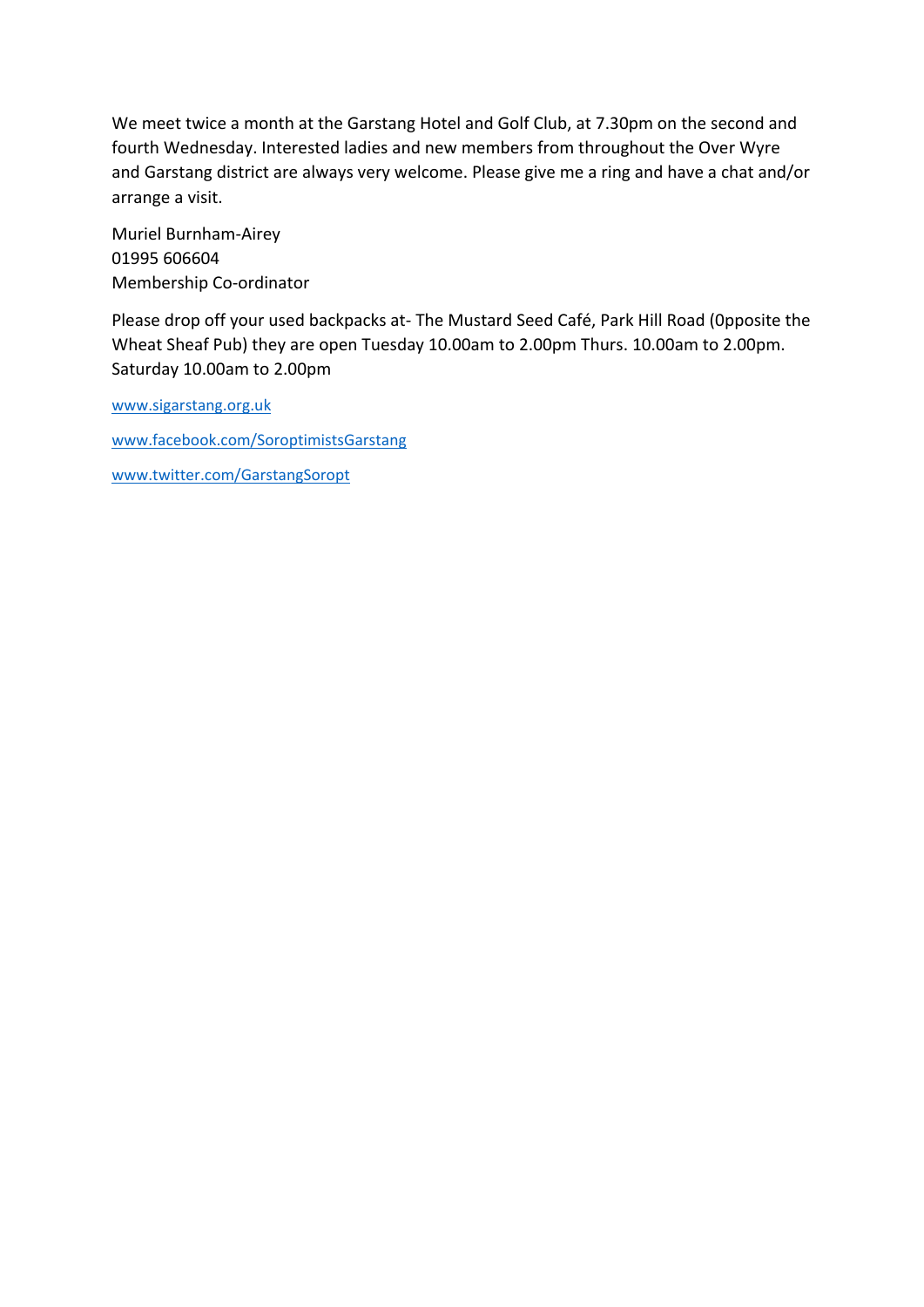We meet twice a month at the Garstang Hotel and Golf Club, at 7.30pm on the second and fourth Wednesday. Interested ladies and new members from throughout the Over Wyre and Garstang district are always very welcome. Please give me a ring and have a chat and/or arrange a visit.

Muriel Burnham-Airey  
01995 606604  
Membership Co-ordinator

Please drop off your used backpacks at- The Mustard Seed Café, Park Hill Road (0pposite the Wheat Sheaf Pub) they are open Tuesday 10.00am to 2.00pm Thurs. 10.00am to 2.00pm. Saturday 10.00am to 2.00pm

www.sigarstang.org.uk

www.facebook.com/SoroptimistsGarstang

www.twitter.com/GarstangSoropt